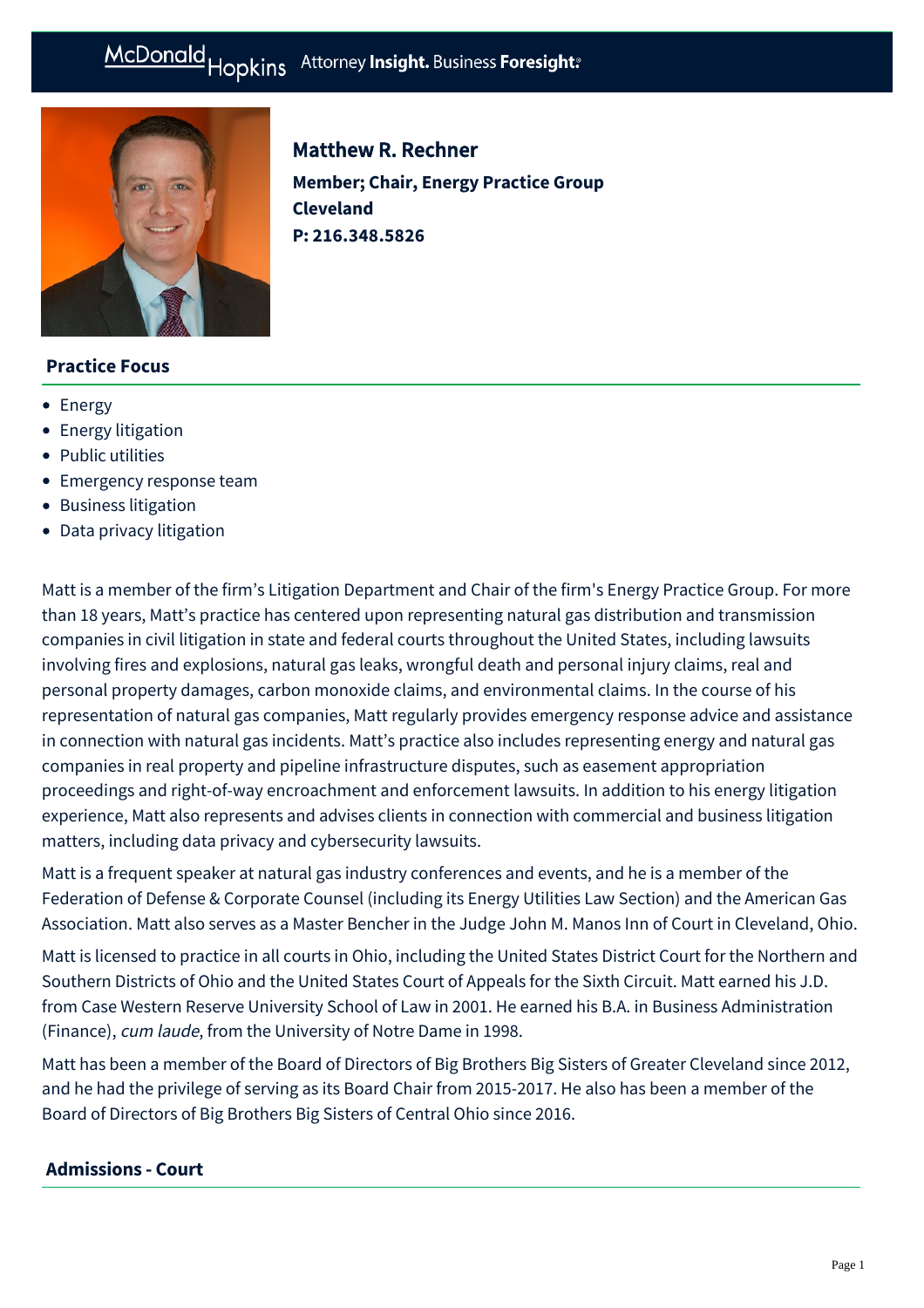# Matthew R. Rechner

**Member; Chair, Energy Practice Group**
**Cleveland**
**P: 216.348.5826**

## Practice Focus

- Energy
- Energy litigation
- Public utilities
- Emergency response team
- Business litigation
- Data privacy litigation

Matt is a member of the firm's Litigation Department and Chair of the firm's Energy Practice Group. For more than 18 years, Matt's practice has centered upon representing natural gas distribution and transmission companies in civil litigation in state and federal courts throughout the United States, including lawsuits involving fires and explosions, natural gas leaks, wrongful death and personal injury claims, real and personal property damages, carbon monoxide claims, and environmental claims. In the course of his representation of natural gas companies, Matt regularly provides emergency response advice and assistance in connection with natural gas incidents. Matt's practice also includes representing energy and natural gas companies in real property and pipeline infrastructure disputes, such as easement appropriation proceedings and right-of-way encroachment and enforcement lawsuits. In addition to his energy litigation experience, Matt also represents and advises clients in connection with commercial and business litigation matters, including data privacy and cybersecurity lawsuits.

Matt is a frequent speaker at natural gas industry conferences and events, and he is a member of the Federation of Defense & Corporate Counsel (including its Energy Utilities Law Section) and the American Gas Association. Matt also serves as a Master Bencher in the Judge John M. Manos Inn of Court in Cleveland, Ohio.

Matt is licensed to practice in all courts in Ohio, including the United States District Court for the Northern and Southern Districts of Ohio and the United States Court of Appeals for the Sixth Circuit. Matt earned his J.D. from Case Western Reserve University School of Law in 2001. He earned his B.A. in Business Administration (Finance), *cum laude*, from the University of Notre Dame in 1998.

Matt has been a member of the Board of Directors of Big Brothers Big Sisters of Greater Cleveland since 2012, and he had the privilege of serving as its Board Chair from 2015-2017. He also has been a member of the Board of Directors of Big Brothers Big Sisters of Central Ohio since 2016.

## Admissions - Court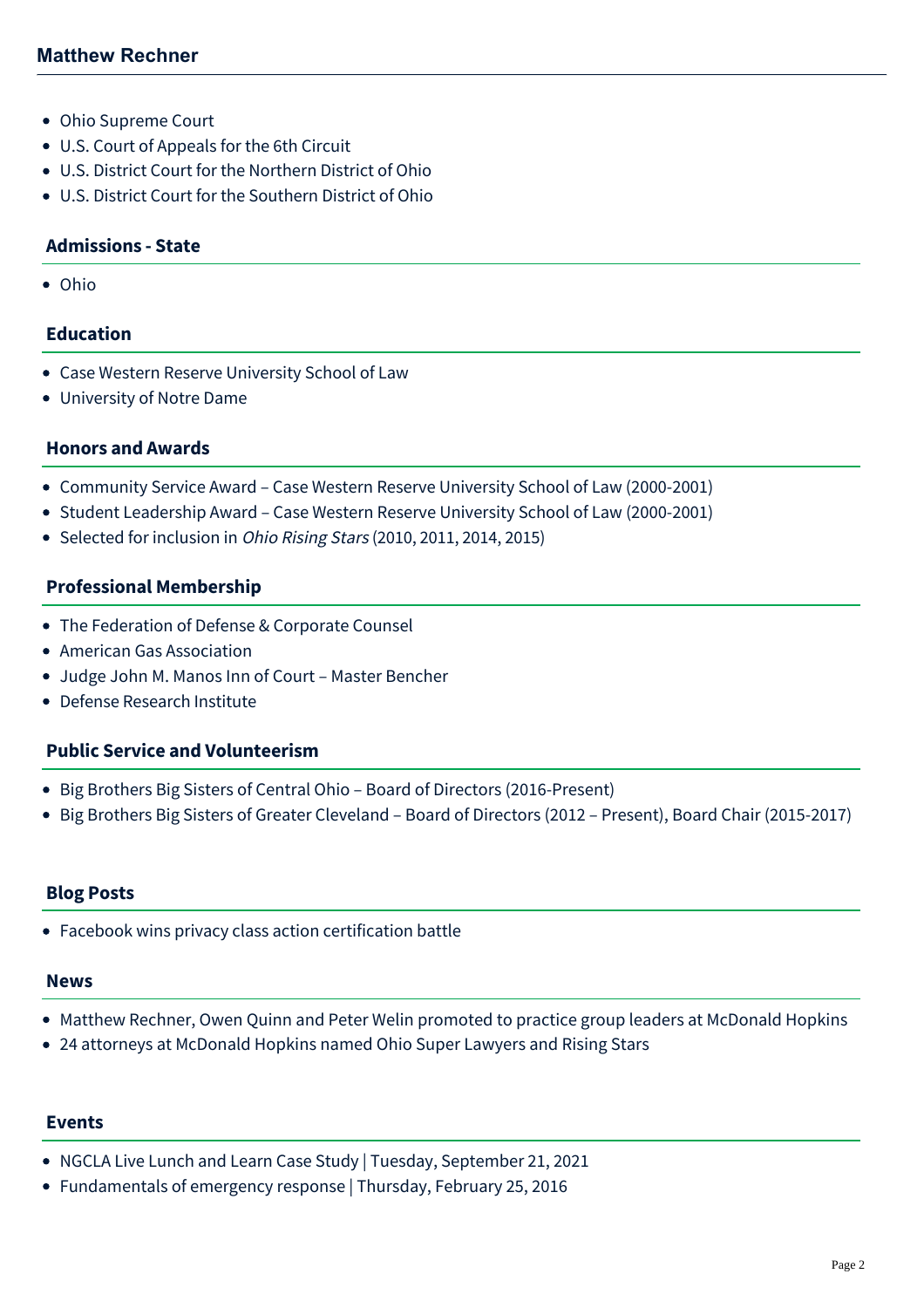- Ohio Supreme Court
- U.S. Court of Appeals for the 6th Circuit
- U.S. District Court for the Northern District of Ohio
- U.S. District Court for the Southern District of Ohio

## Admissions - State

- Ohio

## Education

- Case Western Reserve University School of Law
- University of Notre Dame

## Honors and Awards

- Community Service Award – Case Western Reserve University School of Law (2000-2001)
- Student Leadership Award – Case Western Reserve University School of Law (2000-2001)
- Selected for inclusion in *Ohio Rising Stars* (2010, 2011, 2014, 2015)

## Professional Membership

- The Federation of Defense & Corporate Counsel
- American Gas Association
- Judge John M. Manos Inn of Court – Master Bencher
- Defense Research Institute

## Public Service and Volunteerism

- Big Brothers Big Sisters of Central Ohio – Board of Directors (2016-Present)
- Big Brothers Big Sisters of Greater Cleveland – Board of Directors (2012 – Present), Board Chair (2015-2017)

## Blog Posts

- Facebook wins privacy class action certification battle

## News

- Matthew Rechner, Owen Quinn and Peter Welin promoted to practice group leaders at McDonald Hopkins
- 24 attorneys at McDonald Hopkins named Ohio Super Lawyers and Rising Stars

## Events

- NGCLA Live Lunch and Learn Case Study | Tuesday, September 21, 2021
- Fundamentals of emergency response | Thursday, February 25, 2016